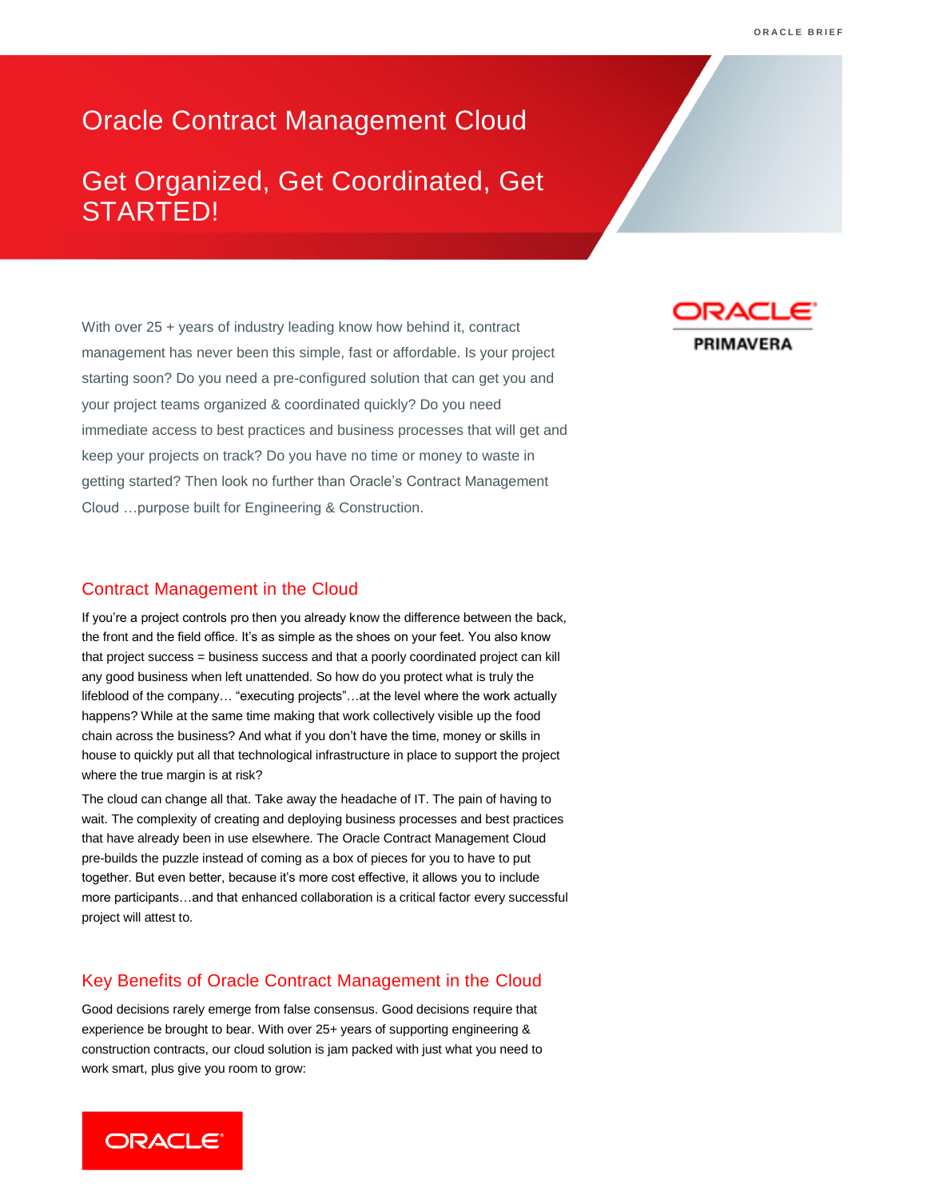# Oracle Contract Management Cloud

## Get Organized, Get Coordinated, Get STARTED!

With over 25 + years of industry leading know how behind it, contract management has never been this simple, fast or affordable. Is your project starting soon? Do you need a pre-configured solution that can get you and your project teams organized & coordinated quickly? Do you need immediate access to best practices and business processes that will get and keep your projects on track? Do you have no time or money to waste in getting started? Then look no further than Oracle's Contract Management Cloud …purpose built for Engineering & Construction.

## Contract Management in the Cloud

If you're a project controls pro then you already know the difference between the back, the front and the field office. It's as simple as the shoes on your feet. You also know that project success = business success and that a poorly coordinated project can kill any good business when left unattended. So how do you protect what is truly the lifeblood of the company… "executing projects"…at the level where the work actually happens? While at the same time making that work collectively visible up the food chain across the business? And what if you don't have the time, money or skills in house to quickly put all that technological infrastructure in place to support the project where the true margin is at risk?

The cloud can change all that. Take away the headache of IT. The pain of having to wait. The complexity of creating and deploying business processes and best practices that have already been in use elsewhere. The Oracle Contract Management Cloud pre-builds the puzzle instead of coming as a box of pieces for you to have to put together. But even better, because it's more cost effective, it allows you to include more participants…and that enhanced collaboration is a critical factor every successful project will attest to.

## Key Benefits of Oracle Contract Management in the Cloud

Good decisions rarely emerge from false consensus. Good decisions require that experience be brought to bear. With over 25+ years of supporting engineering & construction contracts, our cloud solution is jam packed with just what you need to work smart, plus give you room to grow: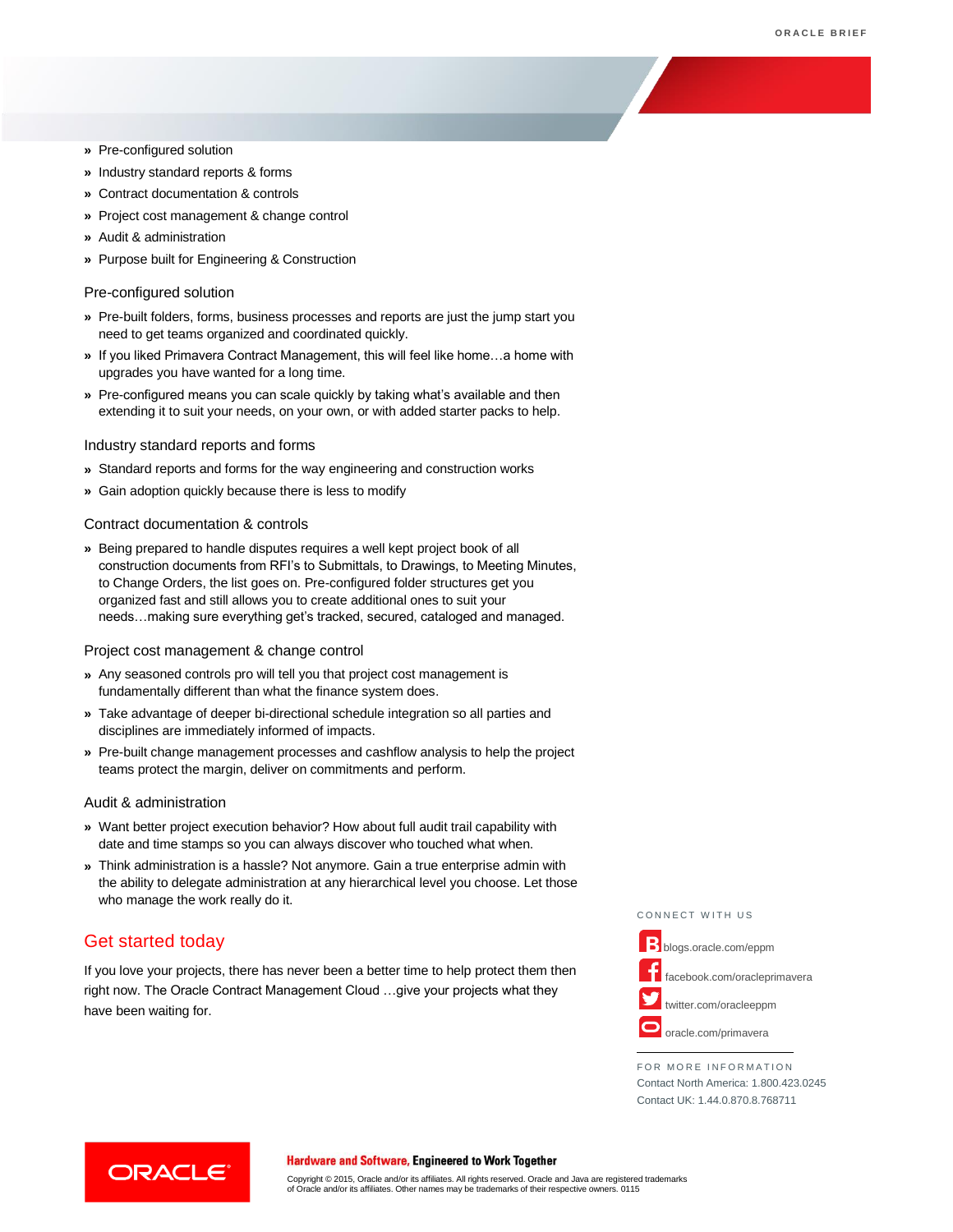- Pre-configured solution
- Industry standard reports & forms
- Contract documentation & controls
- Project cost management & change control
- Audit & administration
- Purpose built for Engineering & Construction

### Pre-configured solution

- Pre-built folders, forms, business processes and reports are just the jump start you need to get teams organized and coordinated quickly.
- If you liked Primavera Contract Management, this will feel like home…a home with upgrades you have wanted for a long time.
- Pre-configured means you can scale quickly by taking what's available and then extending it to suit your needs, on your own, or with added starter packs to help.

### Industry standard reports and forms

- Standard reports and forms for the way engineering and construction works
- Gain adoption quickly because there is less to modify

### Contract documentation & controls

- Being prepared to handle disputes requires a well kept project book of all construction documents from RFI's to Submittals, to Drawings, to Meeting Minutes, to Change Orders, the list goes on. Pre-configured folder structures get you organized fast and still allows you to create additional ones to suit your needs…making sure everything get's tracked, secured, cataloged and managed.

### Project cost management & change control

- Any seasoned controls pro will tell you that project cost management is fundamentally different than what the finance system does.
- Take advantage of deeper bi-directional schedule integration so all parties and disciplines are immediately informed of impacts.
- Pre-built change management processes and cashflow analysis to help the project teams protect the margin, deliver on commitments and perform.

### Audit & administration

- Want better project execution behavior? How about full audit trail capability with date and time stamps so you can always discover who touched what when.
- Think administration is a hassle? Not anymore. Gain a true enterprise admin with the ability to delegate administration at any hierarchical level you choose. Let those who manage the work really do it.

## Get started today

If you love your projects, there has never been a better time to help protect them then right now. The Oracle Contract Management Cloud …give your projects what they have been waiting for.

CONNECT WITH US

blogs.oracle.com/eppm

facebook.com/oracleprimavera

twitter.com/oracleeppm

oracle.com/primavera

FOR MORE INFORMATION

Contact North America: 1.800.423.0245

Contact UK: 1.44.0.870.8.768711

ORACLE

**Hardware and Software, Engineered to Work Together**

Copyright © 2015, Oracle and/or its affiliates. All rights reserved. Oracle and Java are registered trademarks of Oracle and/or its affiliates. Other names may be trademarks of their respective owners. 0115